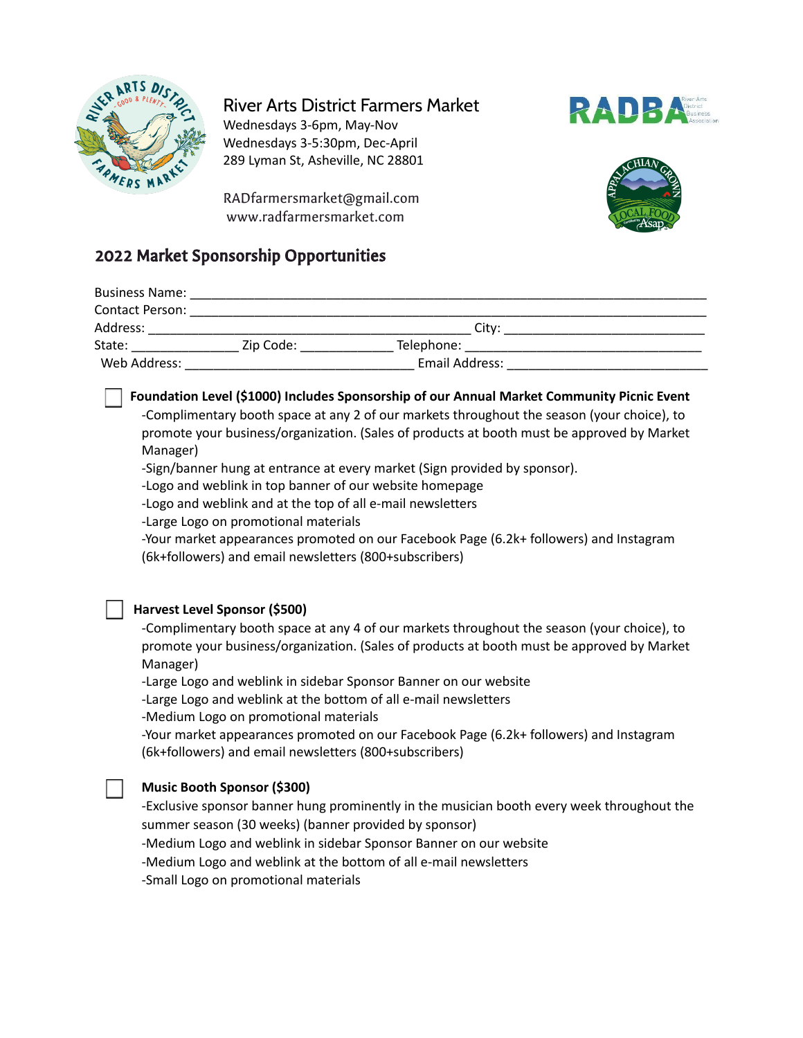## River Arts District Farmers Market

Wednesdays 3-6pm, May-Nov
Wednesdays 3-5:30pm, Dec-April
289 Lyman St, Asheville, NC 28801

RADfarmersmarket@gmail.com
www.radfarmersmarket.com

## 2022 Market Sponsorship Opportunities

Business Name: ______________________________________________
Contact Person: ______________________________________________
Address: ______________________________ City: __________________
State: __________ Zip Code: _________ Telephone: ____________________
Web Address: ______________________ Email Address: __________________

☐ **Foundation Level ($1000) Includes Sponsorship of our Annual Market Community Picnic Event**

-Complimentary booth space at any 2 of our markets throughout the season (your choice), to promote your business/organization. (Sales of products at booth must be approved by Market Manager)
-Sign/banner hung at entrance at every market (Sign provided by sponsor).
-Logo and weblink in top banner of our website homepage
-Logo and weblink and at the top of all e-mail newsletters
-Large Logo on promotional materials
-Your market appearances promoted on our Facebook Page (6.2k+ followers) and Instagram (6k+followers) and email newsletters (800+subscribers)

☐ **Harvest Level Sponsor ($500)**

-Complimentary booth space at any 4 of our markets throughout the season (your choice), to promote your business/organization. (Sales of products at booth must be approved by Market Manager)
-Large Logo and weblink in sidebar Sponsor Banner on our website
-Large Logo and weblink at the bottom of all e-mail newsletters
-Medium Logo on promotional materials
-Your market appearances promoted on our Facebook Page (6.2k+ followers) and Instagram (6k+followers) and email newsletters (800+subscribers)

☐ **Music Booth Sponsor ($300)**

-Exclusive sponsor banner hung prominently in the musician booth every week throughout the summer season (30 weeks) (banner provided by sponsor)
-Medium Logo and weblink in sidebar Sponsor Banner on our website
-Medium Logo and weblink at the bottom of all e-mail newsletters
-Small Logo on promotional materials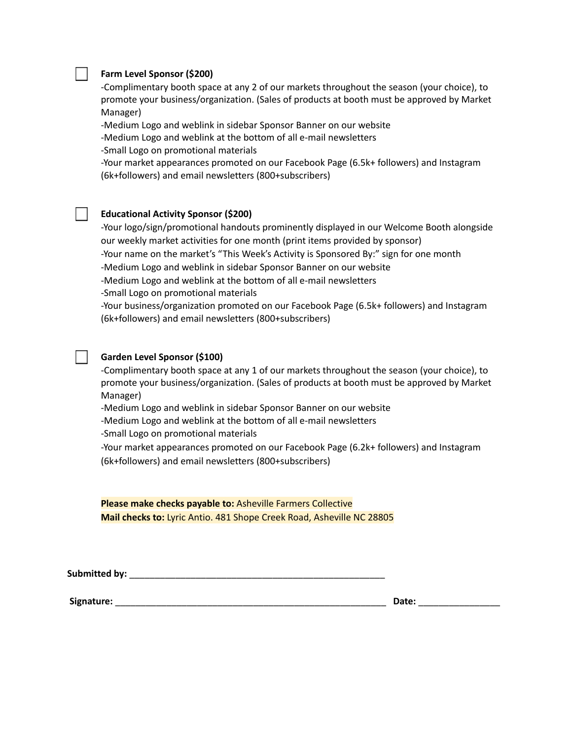☐ **Farm Level Sponsor ($200)**

-Complimentary booth space at any 2 of our markets throughout the season (your choice), to promote your business/organization. (Sales of products at booth must be approved by Market Manager)
-Medium Logo and weblink in sidebar Sponsor Banner on our website
-Medium Logo and weblink at the bottom of all e-mail newsletters
-Small Logo on promotional materials
-Your market appearances promoted on our Facebook Page (6.5k+ followers) and Instagram (6k+followers) and email newsletters (800+subscribers)

☐ **Educational Activity Sponsor ($200)**

-Your logo/sign/promotional handouts prominently displayed in our Welcome Booth alongside our weekly market activities for one month (print items provided by sponsor)
-Your name on the market's "This Week's Activity is Sponsored By:" sign for one month
-Medium Logo and weblink in sidebar Sponsor Banner on our website
-Medium Logo and weblink at the bottom of all e-mail newsletters
-Small Logo on promotional materials
-Your business/organization promoted on our Facebook Page (6.5k+ followers) and Instagram (6k+followers) and email newsletters (800+subscribers)

☐ **Garden Level Sponsor ($100)**

-Complimentary booth space at any 1 of our markets throughout the season (your choice), to promote your business/organization. (Sales of products at booth must be approved by Market Manager)
-Medium Logo and weblink in sidebar Sponsor Banner on our website
-Medium Logo and weblink at the bottom of all e-mail newsletters
-Small Logo on promotional materials
-Your market appearances promoted on our Facebook Page (6.2k+ followers) and Instagram (6k+followers) and email newsletters (800+subscribers)

**Please make checks payable to:** Asheville Farmers Collective
**Mail checks to:** Lyric Antio. 481 Shope Creek Road, Asheville NC 28805

**Submitted by:** ____________________________________________________

**Signature:** ________________________________________________________ **Date:** ________________